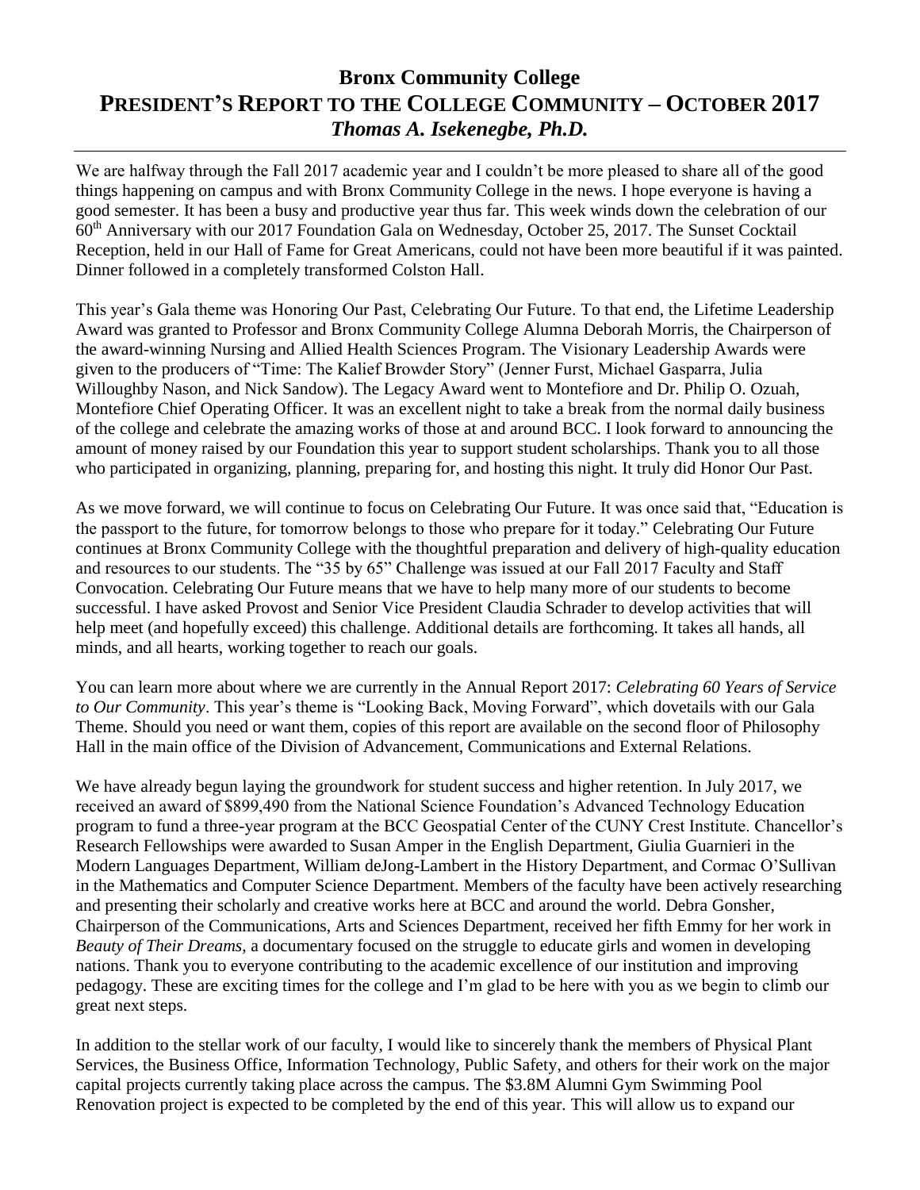# Bronx Community College
## President's Report to the College Community – October 2017
### *Thomas A. Isekenegbe, Ph.D.*

---

We are halfway through the Fall 2017 academic year and I couldn't be more pleased to share all of the good things happening on campus and with Bronx Community College in the news. I hope everyone is having a good semester. It has been a busy and productive year thus far. This week winds down the celebration of our 60th Anniversary with our 2017 Foundation Gala on Wednesday, October 25, 2017. The Sunset Cocktail Reception, held in our Hall of Fame for Great Americans, could not have been more beautiful if it was painted. Dinner followed in a completely transformed Colston Hall.

This year's Gala theme was Honoring Our Past, Celebrating Our Future. To that end, the Lifetime Leadership Award was granted to Professor and Bronx Community College Alumna Deborah Morris, the Chairperson of the award-winning Nursing and Allied Health Sciences Program. The Visionary Leadership Awards were given to the producers of "Time: The Kalief Browder Story" (Jenner Furst, Michael Gasparra, Julia Willoughby Nason, and Nick Sandow). The Legacy Award went to Montefiore and Dr. Philip O. Ozuah, Montefiore Chief Operating Officer. It was an excellent night to take a break from the normal daily business of the college and celebrate the amazing works of those at and around BCC. I look forward to announcing the amount of money raised by our Foundation this year to support student scholarships. Thank you to all those who participated in organizing, planning, preparing for, and hosting this night. It truly did Honor Our Past.

As we move forward, we will continue to focus on Celebrating Our Future. It was once said that, "Education is the passport to the future, for tomorrow belongs to those who prepare for it today." Celebrating Our Future continues at Bronx Community College with the thoughtful preparation and delivery of high-quality education and resources to our students. The "35 by 65" Challenge was issued at our Fall 2017 Faculty and Staff Convocation. Celebrating Our Future means that we have to help many more of our students to become successful. I have asked Provost and Senior Vice President Claudia Schrader to develop activities that will help meet (and hopefully exceed) this challenge. Additional details are forthcoming. It takes all hands, all minds, and all hearts, working together to reach our goals.

You can learn more about where we are currently in the Annual Report 2017: *Celebrating 60 Years of Service to Our Community*. This year's theme is "Looking Back, Moving Forward", which dovetails with our Gala Theme. Should you need or want them, copies of this report are available on the second floor of Philosophy Hall in the main office of the Division of Advancement, Communications and External Relations.

We have already begun laying the groundwork for student success and higher retention. In July 2017, we received an award of $899,490 from the National Science Foundation's Advanced Technology Education program to fund a three-year program at the BCC Geospatial Center of the CUNY Crest Institute. Chancellor's Research Fellowships were awarded to Susan Amper in the English Department, Giulia Guarnieri in the Modern Languages Department, William deJong-Lambert in the History Department, and Cormac O'Sullivan in the Mathematics and Computer Science Department. Members of the faculty have been actively researching and presenting their scholarly and creative works here at BCC and around the world. Debra Gonsher, Chairperson of the Communications, Arts and Sciences Department, received her fifth Emmy for her work in *Beauty of Their Dreams*, a documentary focused on the struggle to educate girls and women in developing nations. Thank you to everyone contributing to the academic excellence of our institution and improving pedagogy. These are exciting times for the college and I'm glad to be here with you as we begin to climb our great next steps.

In addition to the stellar work of our faculty, I would like to sincerely thank the members of Physical Plant Services, the Business Office, Information Technology, Public Safety, and others for their work on the major capital projects currently taking place across the campus. The $3.8M Alumni Gym Swimming Pool Renovation project is expected to be completed by the end of this year. This will allow us to expand our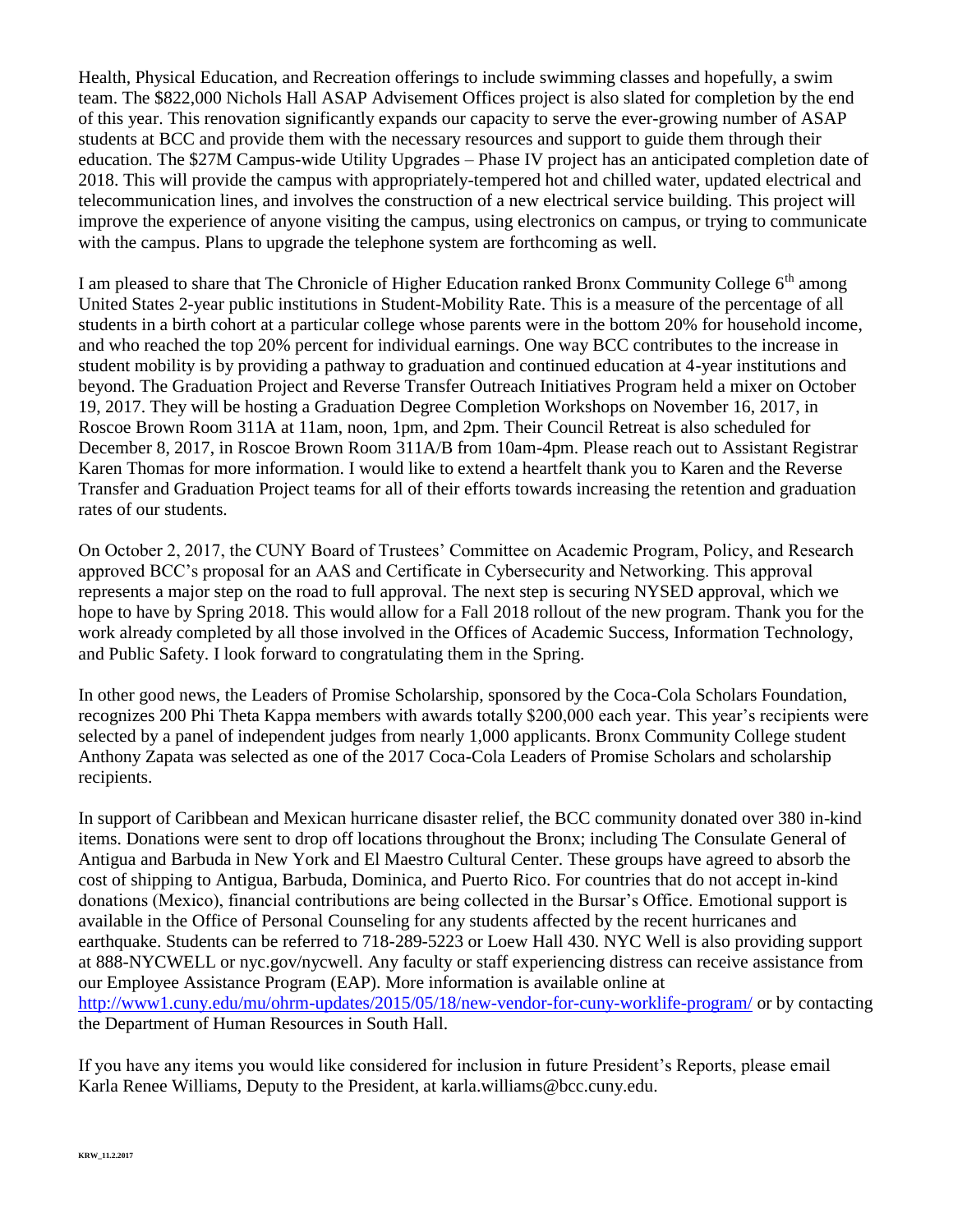Health, Physical Education, and Recreation offerings to include swimming classes and hopefully, a swim team. The $822,000 Nichols Hall ASAP Advisement Offices project is also slated for completion by the end of this year. This renovation significantly expands our capacity to serve the ever-growing number of ASAP students at BCC and provide them with the necessary resources and support to guide them through their education. The $27M Campus-wide Utility Upgrades – Phase IV project has an anticipated completion date of 2018. This will provide the campus with appropriately-tempered hot and chilled water, updated electrical and telecommunication lines, and involves the construction of a new electrical service building. This project will improve the experience of anyone visiting the campus, using electronics on campus, or trying to communicate with the campus. Plans to upgrade the telephone system are forthcoming as well.

I am pleased to share that The Chronicle of Higher Education ranked Bronx Community College 6th among United States 2-year public institutions in Student-Mobility Rate. This is a measure of the percentage of all students in a birth cohort at a particular college whose parents were in the bottom 20% for household income, and who reached the top 20% percent for individual earnings. One way BCC contributes to the increase in student mobility is by providing a pathway to graduation and continued education at 4-year institutions and beyond. The Graduation Project and Reverse Transfer Outreach Initiatives Program held a mixer on October 19, 2017. They will be hosting a Graduation Degree Completion Workshops on November 16, 2017, in Roscoe Brown Room 311A at 11am, noon, 1pm, and 2pm. Their Council Retreat is also scheduled for December 8, 2017, in Roscoe Brown Room 311A/B from 10am-4pm. Please reach out to Assistant Registrar Karen Thomas for more information. I would like to extend a heartfelt thank you to Karen and the Reverse Transfer and Graduation Project teams for all of their efforts towards increasing the retention and graduation rates of our students.

On October 2, 2017, the CUNY Board of Trustees' Committee on Academic Program, Policy, and Research approved BCC's proposal for an AAS and Certificate in Cybersecurity and Networking. This approval represents a major step on the road to full approval. The next step is securing NYSED approval, which we hope to have by Spring 2018. This would allow for a Fall 2018 rollout of the new program. Thank you for the work already completed by all those involved in the Offices of Academic Success, Information Technology, and Public Safety. I look forward to congratulating them in the Spring.

In other good news, the Leaders of Promise Scholarship, sponsored by the Coca-Cola Scholars Foundation, recognizes 200 Phi Theta Kappa members with awards totally $200,000 each year. This year's recipients were selected by a panel of independent judges from nearly 1,000 applicants. Bronx Community College student Anthony Zapata was selected as one of the 2017 Coca-Cola Leaders of Promise Scholars and scholarship recipients.

In support of Caribbean and Mexican hurricane disaster relief, the BCC community donated over 380 in-kind items. Donations were sent to drop off locations throughout the Bronx; including The Consulate General of Antigua and Barbuda in New York and El Maestro Cultural Center. These groups have agreed to absorb the cost of shipping to Antigua, Barbuda, Dominica, and Puerto Rico. For countries that do not accept in-kind donations (Mexico), financial contributions are being collected in the Bursar's Office. Emotional support is available in the Office of Personal Counseling for any students affected by the recent hurricanes and earthquake. Students can be referred to 718-289-5223 or Loew Hall 430. NYC Well is also providing support at 888-NYCWELL or nyc.gov/nycwell. Any faculty or staff experiencing distress can receive assistance from our Employee Assistance Program (EAP). More information is available online at http://www1.cuny.edu/mu/ohrm-updates/2015/05/18/new-vendor-for-cuny-worklife-program/ or by contacting the Department of Human Resources in South Hall.

If you have any items you would like considered for inclusion in future President's Reports, please email Karla Renee Williams, Deputy to the President, at karla.williams@bcc.cuny.edu.

KRW_11.2.2017